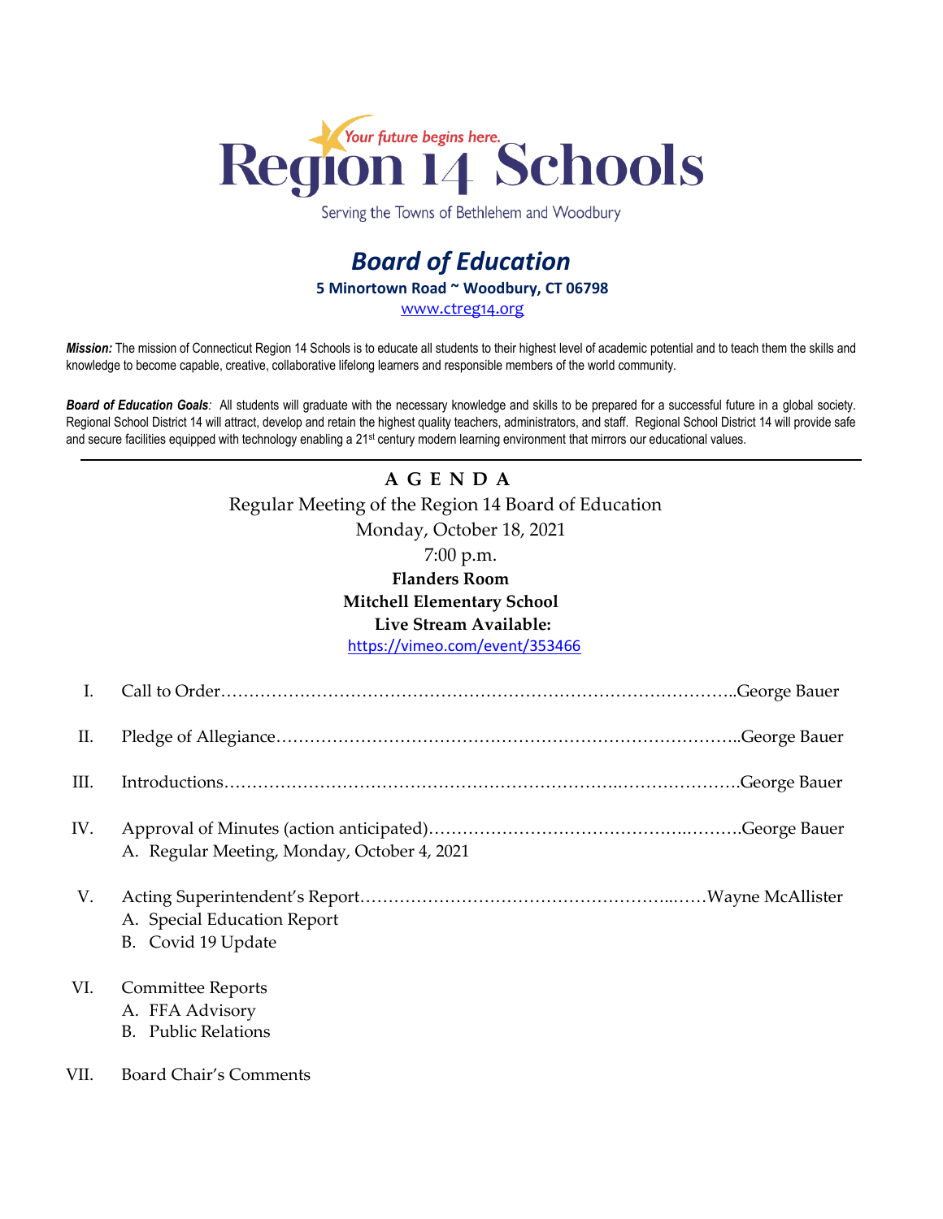Your future begins here.

# Region 14 Schools

Serving the Towns of Bethlehem and Woodbury

## *Board of Education*

**5 Minortown Road ~ Woodbury, CT 06798**

www.ctreg14.org

***Mission:*** The mission of Connecticut Region 14 Schools is to educate all students to their highest level of academic potential and to teach them the skills and knowledge to become capable, creative, collaborative lifelong learners and responsible members of the world community.

***Board of Education Goals:*** All students will graduate with the necessary knowledge and skills to be prepared for a successful future in a global society. Regional School District 14 will attract, develop and retain the highest quality teachers, administrators, and staff. Regional School District 14 will provide safe and secure facilities equipped with technology enabling a 21st century modern learning environment that mirrors our educational values.

---

**A G E N D A**

Regular Meeting of the Region 14 Board of Education

Monday, October 18, 2021

7:00 p.m.

**Flanders Room**

**Mitchell Elementary School**

**Live Stream Available:**

https://vimeo.com/event/353466

I. Call to Order……………………………………………………………………………..George Bauer

II. Pledge of Allegiance………………………………………………………………………..George Bauer

III. Introductions………………………………………………………….………………….George Bauer

IV. Approval of Minutes (action anticipated)……………………………………….……….George Bauer
   A. Regular Meeting, Monday, October 4, 2021

V. Acting Superintendent's Report……………………………………………...……Wayne McAllister
   A. Special Education Report
   B. Covid 19 Update

VI. Committee Reports
   A. FFA Advisory
   B. Public Relations

VII. Board Chair's Comments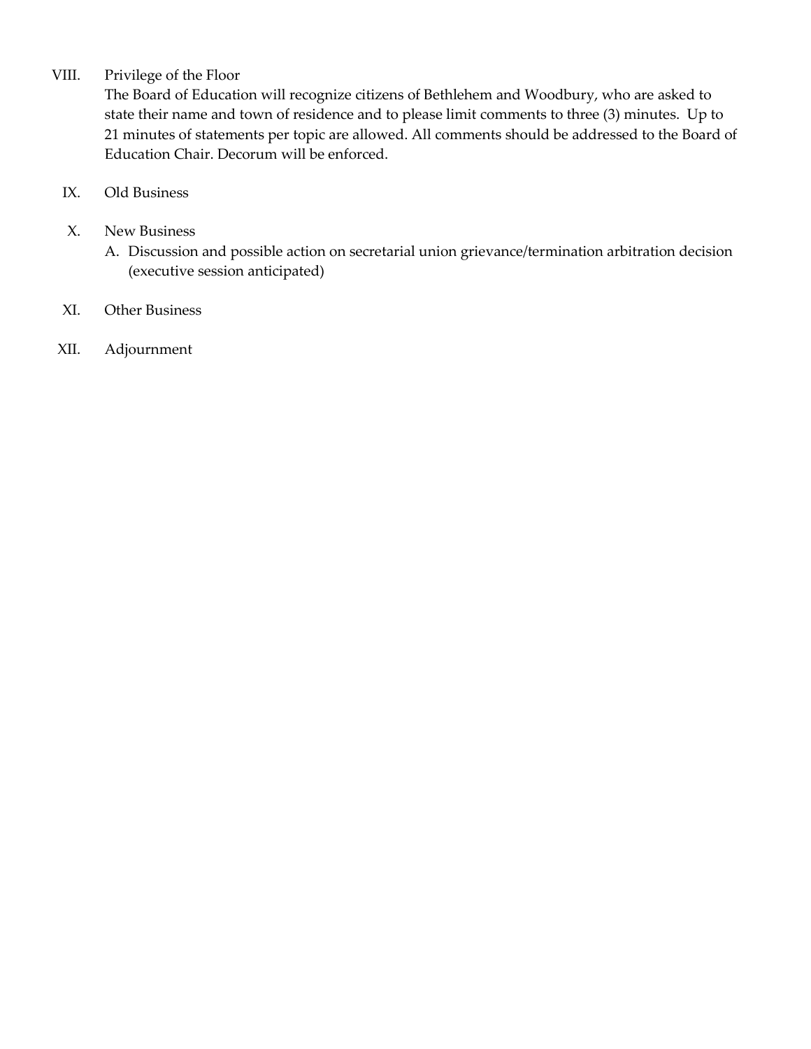VIII. Privilege of the Floor

The Board of Education will recognize citizens of Bethlehem and Woodbury, who are asked to state their name and town of residence and to please limit comments to three (3) minutes. Up to 21 minutes of statements per topic are allowed. All comments should be addressed to the Board of Education Chair. Decorum will be enforced.

IX. Old Business

X. New Business

A. Discussion and possible action on secretarial union grievance/termination arbitration decision (executive session anticipated)

XI. Other Business

XII. Adjournment